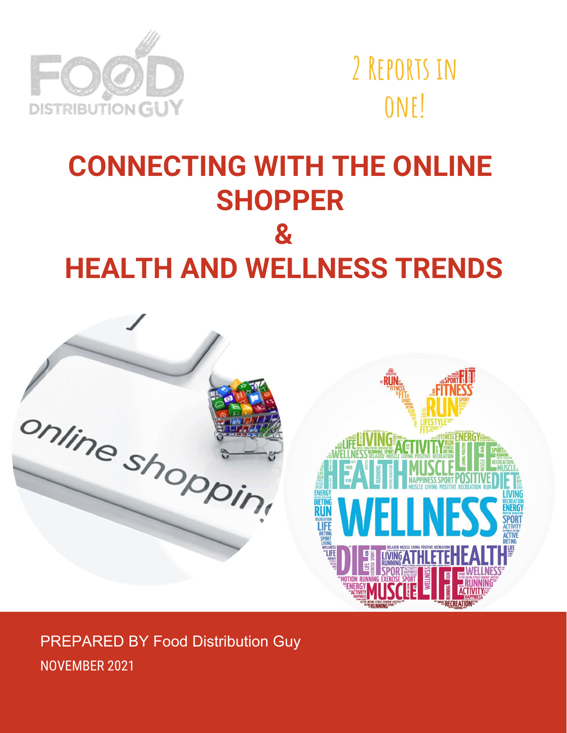FOOD DISTRIBUTION GUY

2 Reports in one!

# CONNECTING WITH THE ONLINE SHOPPER & HEALTH AND WELLNESS TRENDS

PREPARED BY Food Distribution Guy

NOVEMBER 2021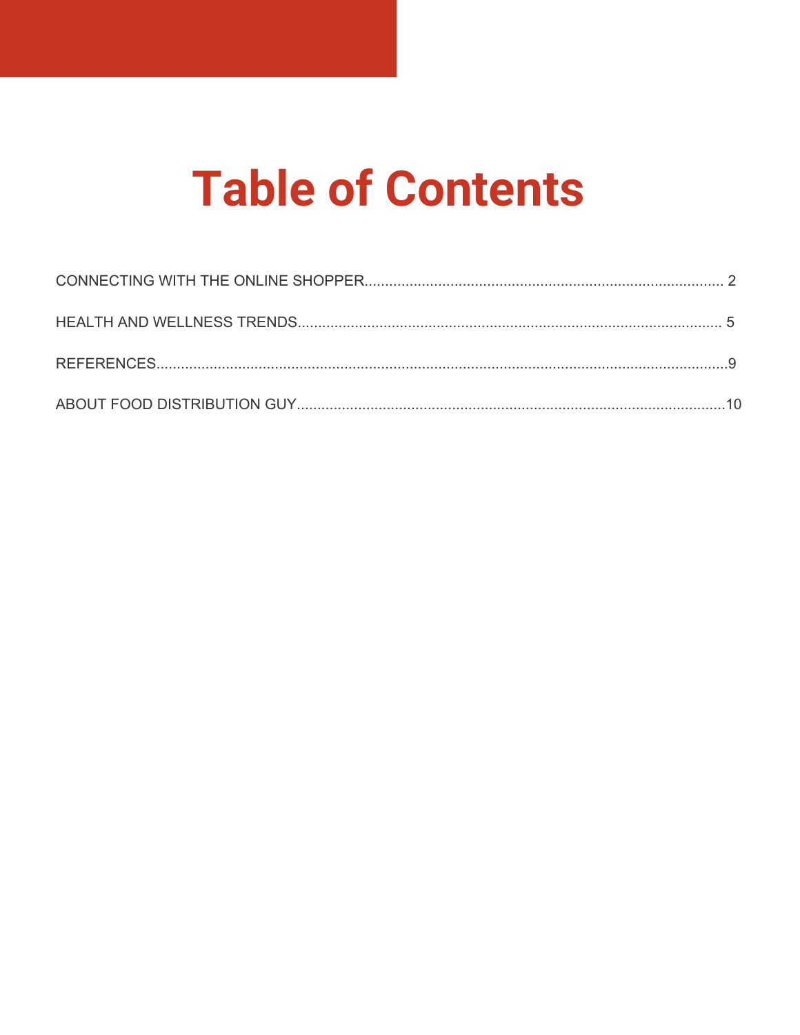# Table of Contents

CONNECTING WITH THE ONLINE SHOPPER........................................................................................ 2

HEALTH AND WELLNESS TRENDS........................................................................................................ 5

REFERENCES..............................................................................................................................................9

ABOUT FOOD DISTRIBUTION GUY.........................................................................................................10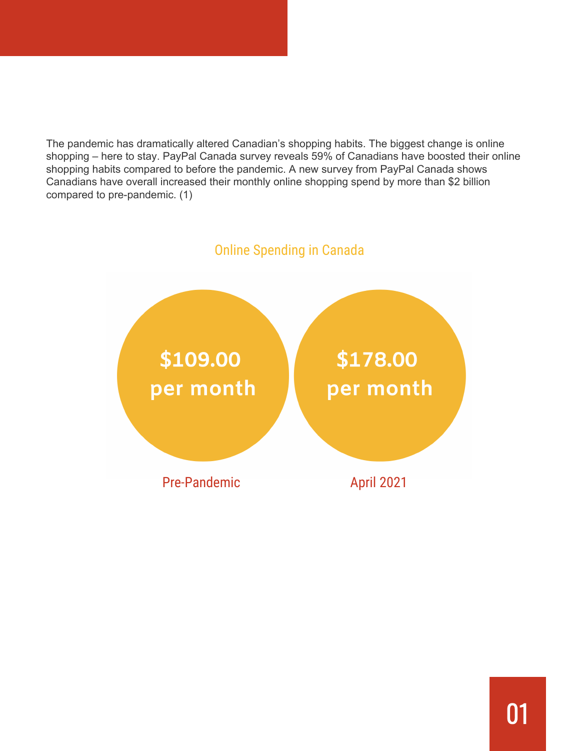The pandemic has dramatically altered Canadian's shopping habits. The biggest change is online shopping – here to stay. PayPal Canada survey reveals 59% of Canadians have boosted their online shopping habits compared to before the pandemic. A new survey from PayPal Canada shows Canadians have overall increased their monthly online shopping spend by more than $2 billion compared to pre-pandemic. (1)

## Online Spending in Canada

| Pre-Pandemic | April 2021 |
| --- | --- |
| **$109.00 per month** | **$178.00 per month** |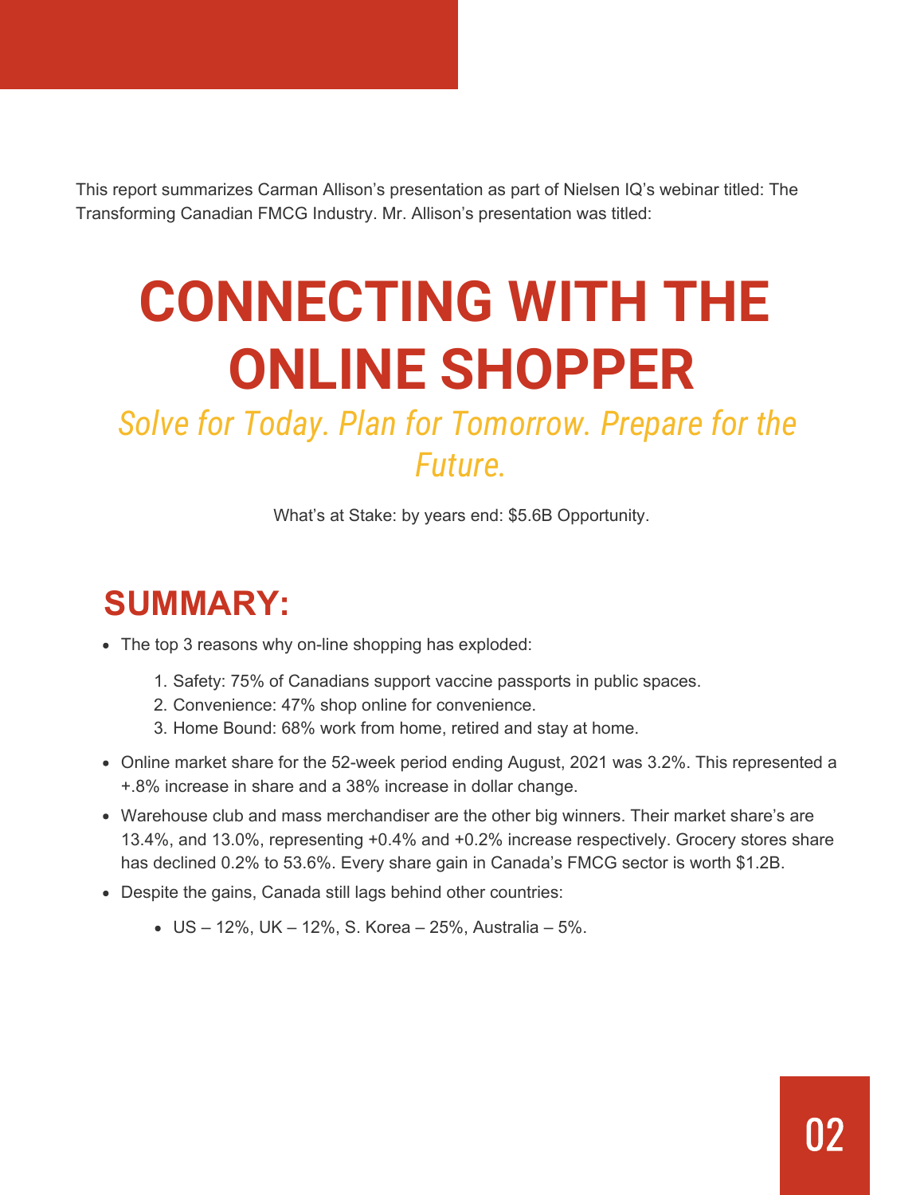This report summarizes Carman Allison's presentation as part of Nielsen IQ's webinar titled: The Transforming Canadian FMCG Industry. Mr. Allison's presentation was titled:

# CONNECTING WITH THE ONLINE SHOPPER

*Solve for Today. Plan for Tomorrow. Prepare for the Future.*

What's at Stake: by years end: $5.6B Opportunity.

## SUMMARY:

- The top 3 reasons why on-line shopping has exploded:
  1. Safety: 75% of Canadians support vaccine passports in public spaces.
  2. Convenience: 47% shop online for convenience.
  3. Home Bound: 68% work from home, retired and stay at home.
- Online market share for the 52-week period ending August, 2021 was 3.2%. This represented a +.8% increase in share and a 38% increase in dollar change.
- Warehouse club and mass merchandiser are the other big winners. Their market share's are 13.4%, and 13.0%, representing +0.4% and +0.2% increase respectively. Grocery stores share has declined 0.2% to 53.6%. Every share gain in Canada's FMCG sector is worth $1.2B.
- Despite the gains, Canada still lags behind other countries:
  - US – 12%, UK – 12%, S. Korea – 25%, Australia – 5%.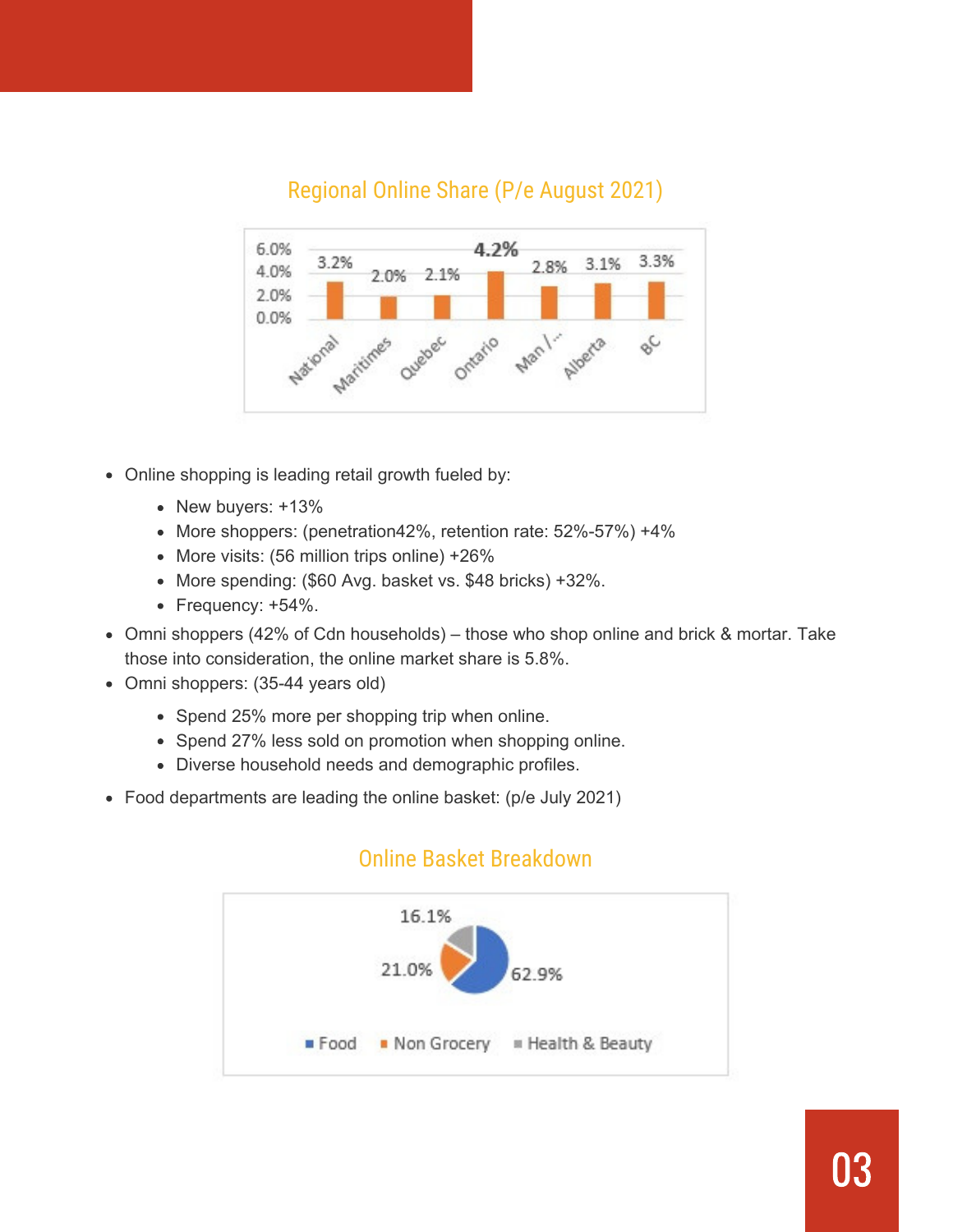### Regional Online Share (P/e August 2021)

| Region | Online Share |
|---|---|
| National | 3.2% |
| Maritimes | 2.0% |
| Quebec | 2.1% |
| Ontario | 4.2% |
| Man / ... | 2.8% |
| Alberta | 3.1% |
| BC | 3.3% |

- Online shopping is leading retail growth fueled by:
  - New buyers: +13%
  - More shoppers: (penetration42%, retention rate: 52%-57%) +4%
  - More visits: (56 million trips online) +26%
  - More spending: ($60 Avg. basket vs. $48 bricks) +32%.
  - Frequency: +54%.
- Omni shoppers (42% of Cdn households) – those who shop online and brick & mortar. Take those into consideration, the online market share is 5.8%.
- Omni shoppers: (35-44 years old)
  - Spend 25% more per shopping trip when online.
  - Spend 27% less sold on promotion when shopping online.
  - Diverse household needs and demographic profiles.
- Food departments are leading the online basket: (p/e July 2021)

### Online Basket Breakdown

| Category | Share |
|---|---|
| Food | 62.9% |
| Non Grocery | 21.0% |
| Health & Beauty | 16.1% |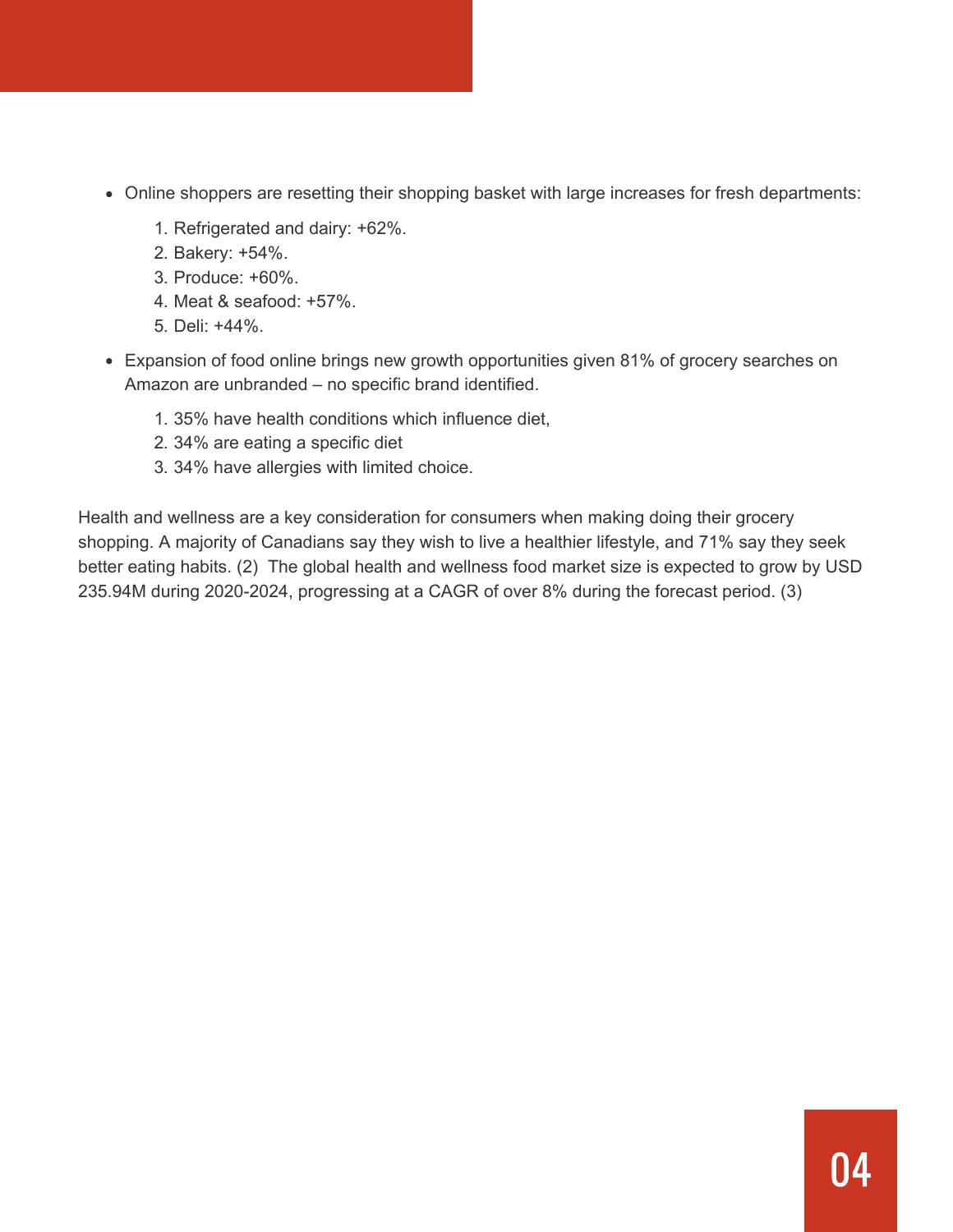- Online shoppers are resetting their shopping basket with large increases for fresh departments:
    1. Refrigerated and dairy: +62%.
    2. Bakery: +54%.
    3. Produce: +60%.
    4. Meat & seafood: +57%.
    5. Deli: +44%.
- Expansion of food online brings new growth opportunities given 81% of grocery searches on Amazon are unbranded – no specific brand identified.
    1. 35% have health conditions which influence diet,
    2. 34% are eating a specific diet
    3. 34% have allergies with limited choice.

Health and wellness are a key consideration for consumers when making doing their grocery shopping. A majority of Canadians say they wish to live a healthier lifestyle, and 71% say they seek better eating habits. (2) The global health and wellness food market size is expected to grow by USD 235.94M during 2020-2024, progressing at a CAGR of over 8% during the forecast period. (3)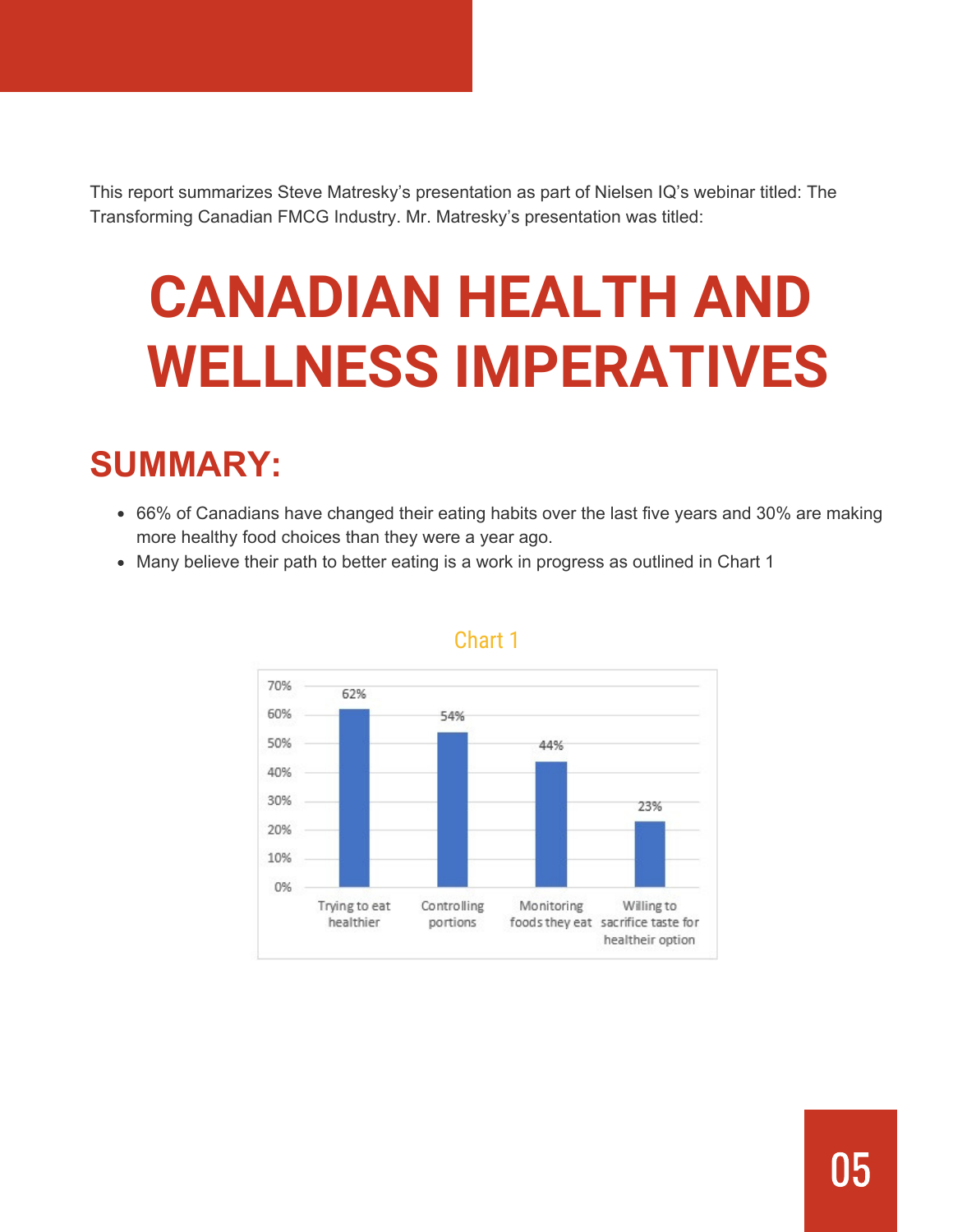This report summarizes Steve Matresky's presentation as part of Nielsen IQ's webinar titled: The Transforming Canadian FMCG Industry. Mr. Matresky's presentation was titled:

# CANADIAN HEALTH AND WELLNESS IMPERATIVES

## SUMMARY:

- 66% of Canadians have changed their eating habits over the last five years and 30% are making more healthy food choices than they were a year ago.
- Many believe their path to better eating is a work in progress as outlined in Chart 1

Chart 1

| Category | Percentage |
| --- | --- |
| Trying to eat healthier | 62% |
| Controlling portions | 54% |
| Monitoring foods they eat | 44% |
| Willing to sacrifice taste for healtheir option | 23% |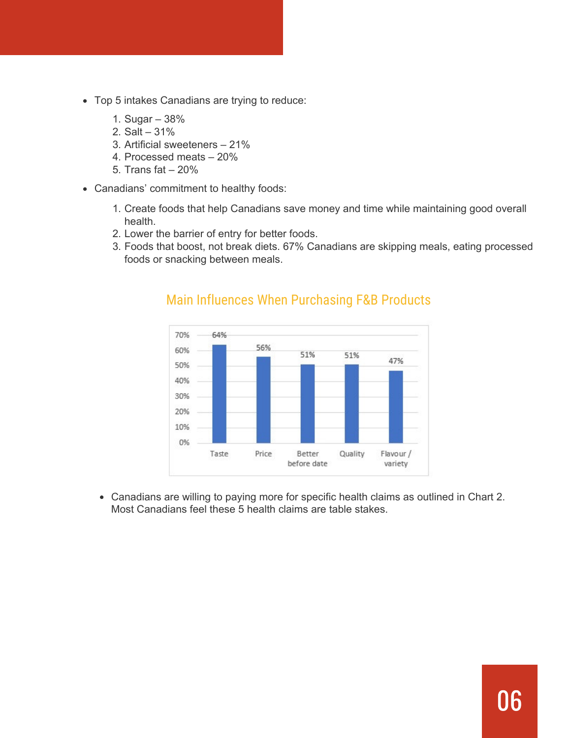- Top 5 intakes Canadians are trying to reduce:

  1. Sugar – 38%
  2. Salt – 31%
  3. Artificial sweeteners – 21%
  4. Processed meats – 20%
  5. Trans fat – 20%

- Canadians' commitment to healthy foods:

  1. Create foods that help Canadians save money and time while maintaining good overall health.
  2. Lower the barrier of entry for better foods.
  3. Foods that boost, not break diets. 67% Canadians are skipping meals, eating processed foods or snacking between meals.

### Main Influences When Purchasing F&B Products

| Influence | Percentage |
|---|---|
| Taste | 64% |
| Price | 56% |
| Better before date | 51% |
| Quality | 51% |
| Flavour / variety | 47% |

- Canadians are willing to paying more for specific health claims as outlined in Chart 2. Most Canadians feel these 5 health claims are table stakes.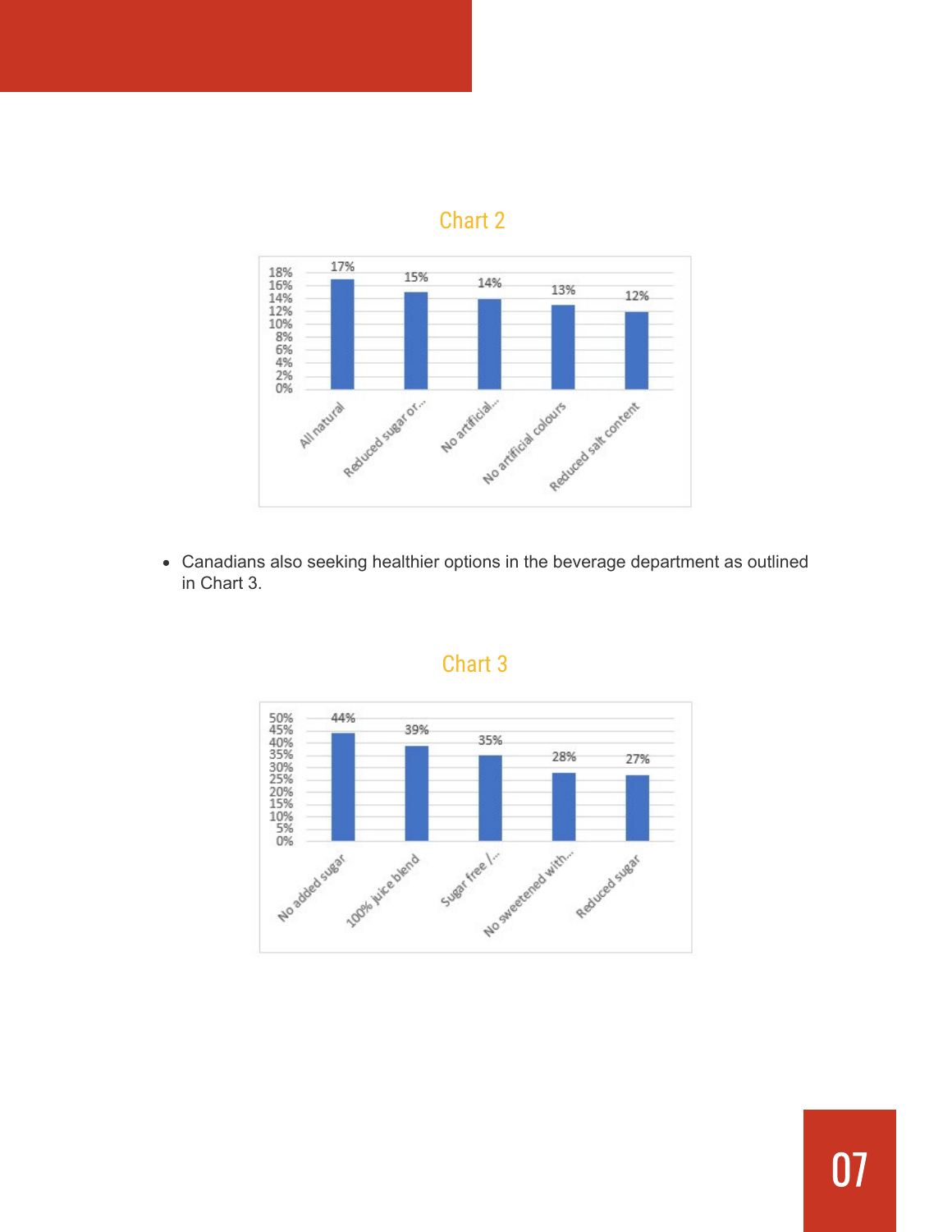## Chart 2

| Category | Percentage |
|---|---|
| All natural | 17% |
| Reduced sugar or... | 15% |
| No artificial... | 14% |
| No artificial colours | 13% |
| Reduced salt content | 12% |

- Canadians also seeking healthier options in the beverage department as outlined in Chart 3.

## Chart 3

| Category | Percentage |
|---|---|
| No added sugar | 44% |
| 100% juice blend | 39% |
| Sugar free /... | 35% |
| No sweetened with... | 28% |
| Reduced sugar | 27% |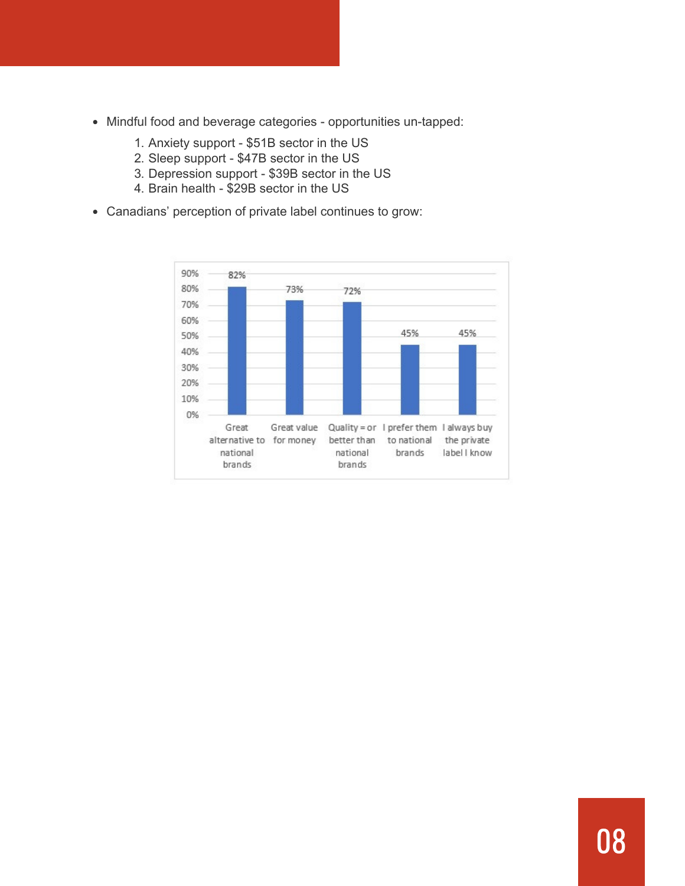- Mindful food and beverage categories - opportunities un-tapped:
    1. Anxiety support - $51B sector in the US
    2. Sleep support - $47B sector in the US
    3. Depression support - $39B sector in the US
    4. Brain health - $29B sector in the US
- Canadians' perception of private label continues to grow:

| Statement | Percentage |
|---|---|
| Great alternative to national brands | 82% |
| Great value for money | 73% |
| Quality = or better than national brands | 72% |
| I prefer them to national brands | 45% |
| I always buy the private label I know | 45% |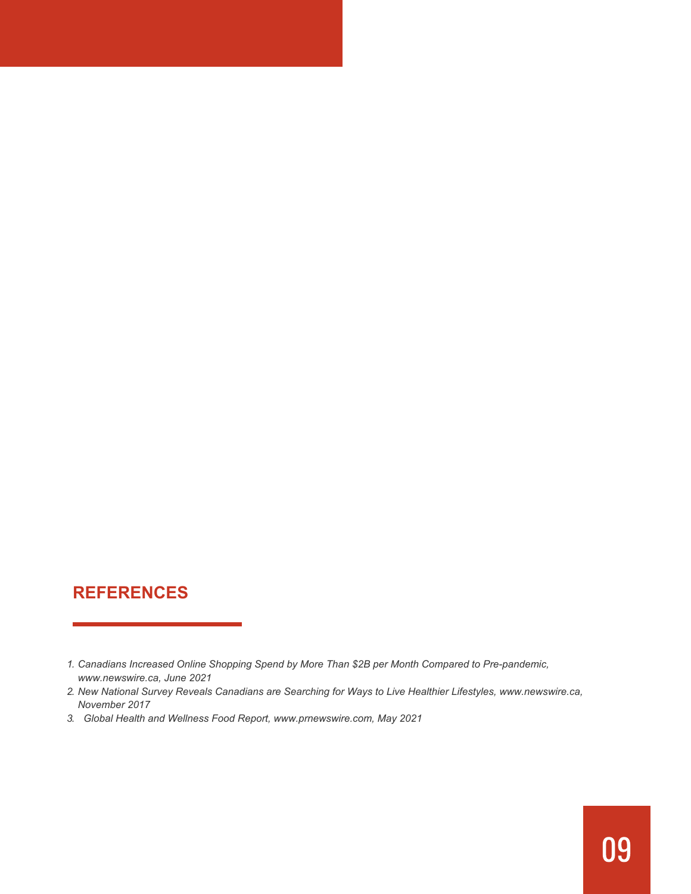## REFERENCES

1. *Canadians Increased Online Shopping Spend by More Than $2B per Month Compared to Pre-pandemic, www.newswire.ca, June 2021*
2. *New National Survey Reveals Canadians are Searching for Ways to Live Healthier Lifestyles, www.newswire.ca, November 2017*
3. *Global Health and Wellness Food Report, www.prnewswire.com, May 2021*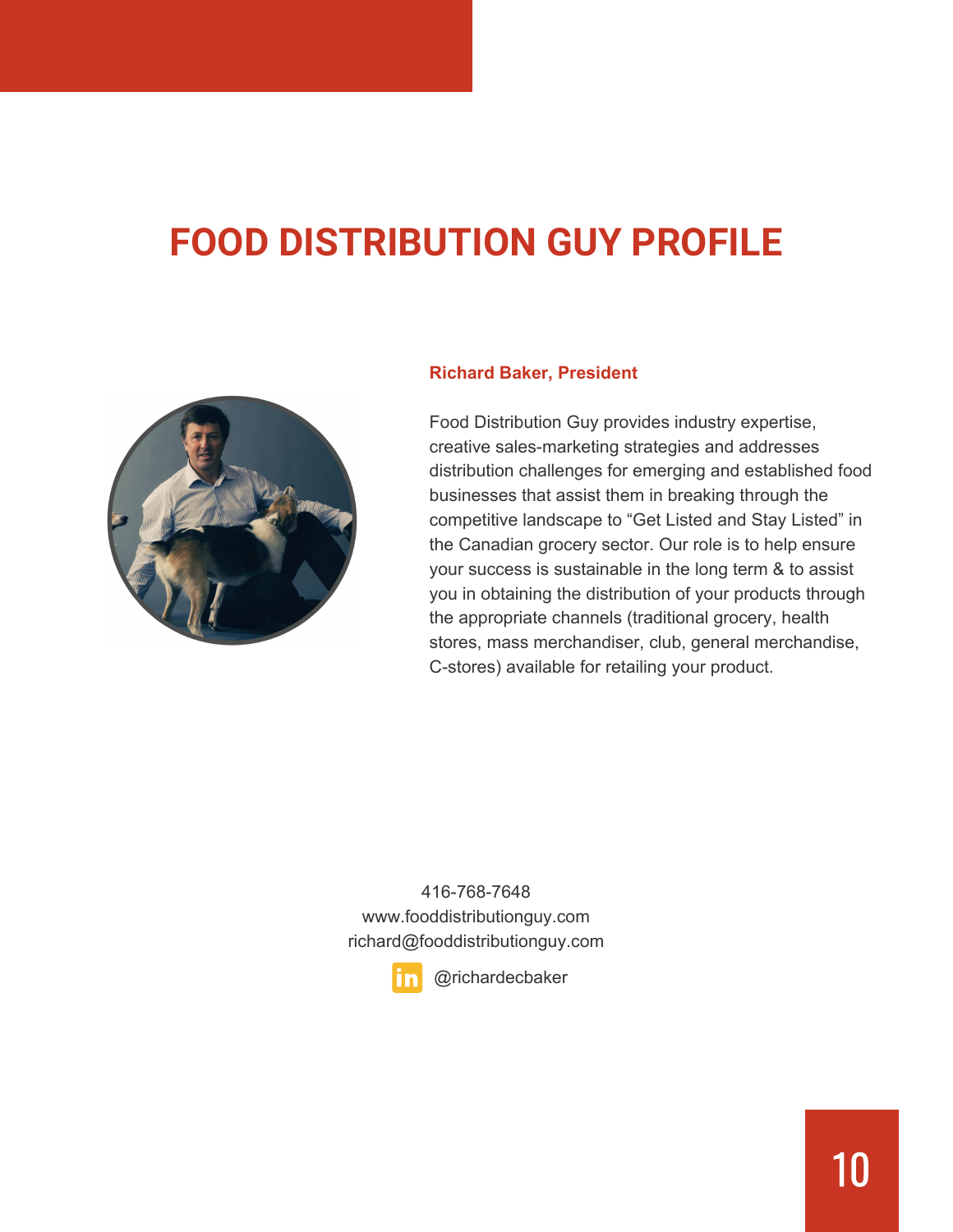# FOOD DISTRIBUTION GUY PROFILE

**Richard Baker, President**

Food Distribution Guy provides industry expertise, creative sales-marketing strategies and addresses distribution challenges for emerging and established food businesses that assist them in breaking through the competitive landscape to "Get Listed and Stay Listed" in the Canadian grocery sector. Our role is to help ensure your success is sustainable in the long term & to assist you in obtaining the distribution of your products through the appropriate channels (traditional grocery, health stores, mass merchandiser, club, general merchandise, C-stores) available for retailing your product.

416-768-7648
www.fooddistributionguy.com
richard@fooddistributionguy.com
@richardecbaker